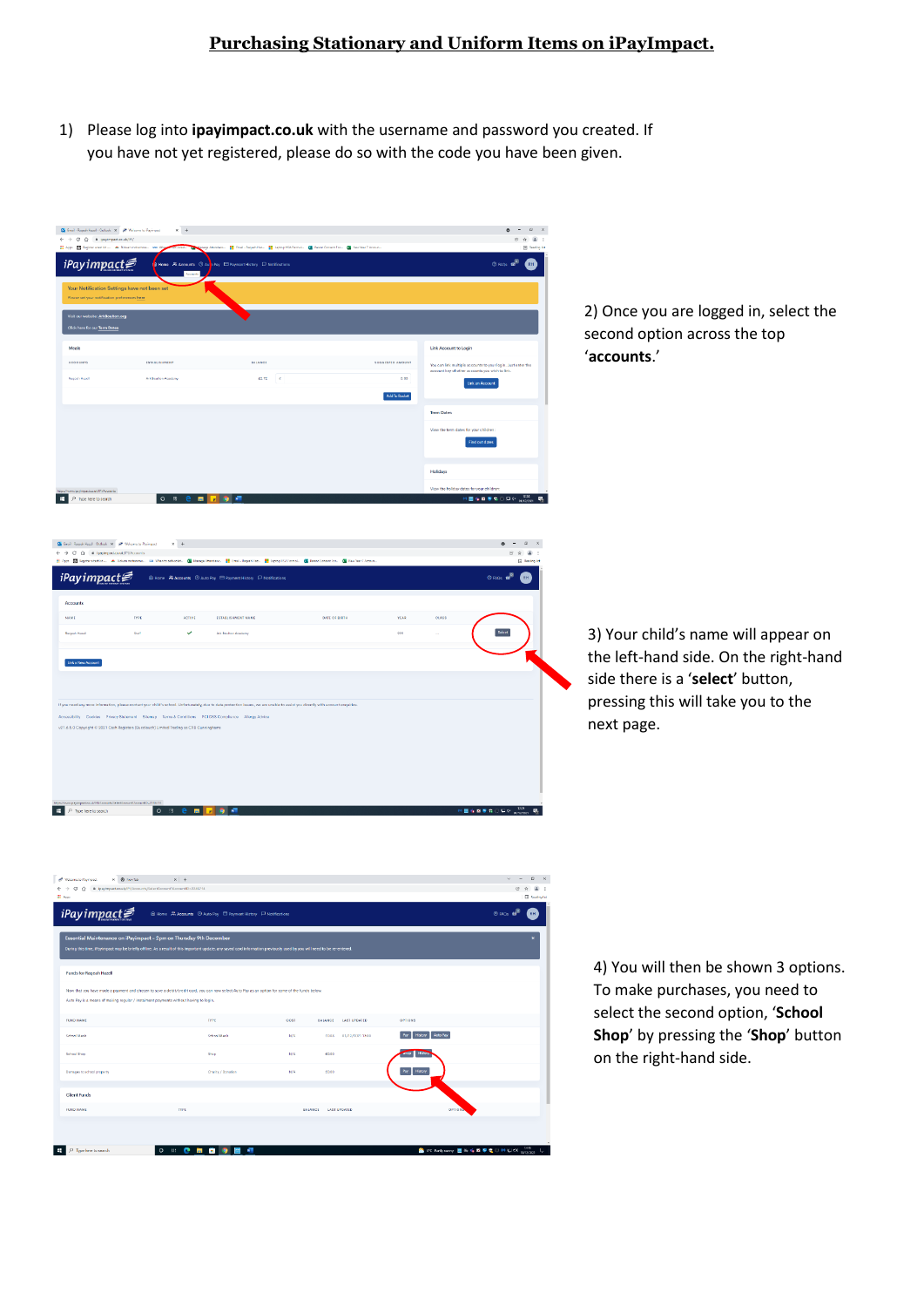# Purchasing Stationary and Uniform Items on iPayImpact.

1) Please log into **ipayimpact.co.uk** with the username and password you created. If you have not yet registered, please do so with the code you have been given.

2) Once you are logged in, select the second option across the top '**accounts**.'

3) Your child's name will appear on the left-hand side. On the right-hand side there is a '**select**' button, pressing this will take you to the next page.

4) You will then be shown 3 options. To make purchases, you need to select the second option, '**School Shop**' by pressing the '**Shop**' button on the right-hand side.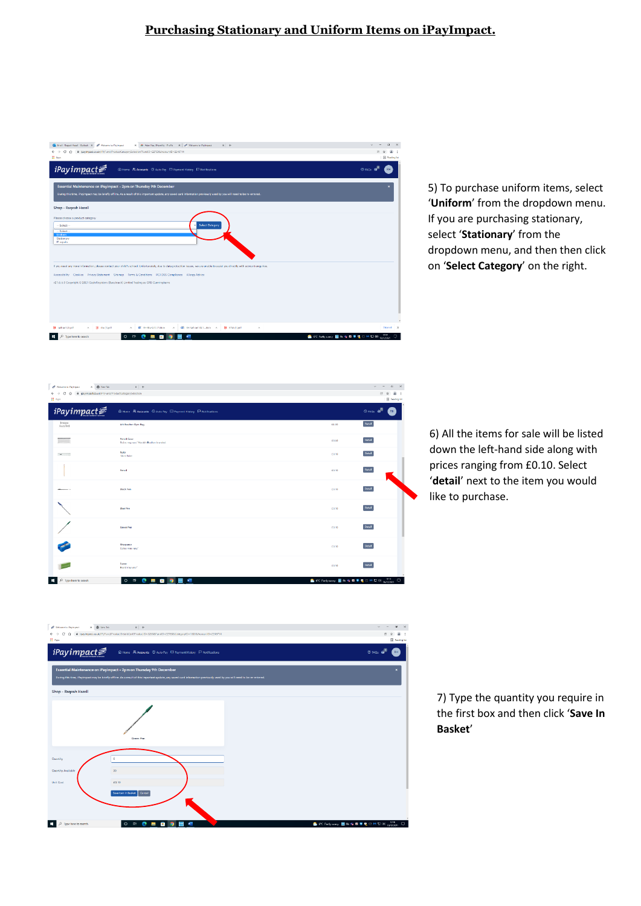# Purchasing Stationary and Uniform Items on iPayImpact.

5) To purchase uniform items, select '**Uniform**' from the dropdown menu. If you are purchasing stationary, select '**Stationary**' from the dropdown menu, and then then click on '**Select Category**' on the right.

6) All the items for sale will be listed down the left-hand side along with prices ranging from £0.10. Select '**detail**' next to the item you would like to purchase.

7) Type the quantity you require in the first box and then click '**Save In Basket**'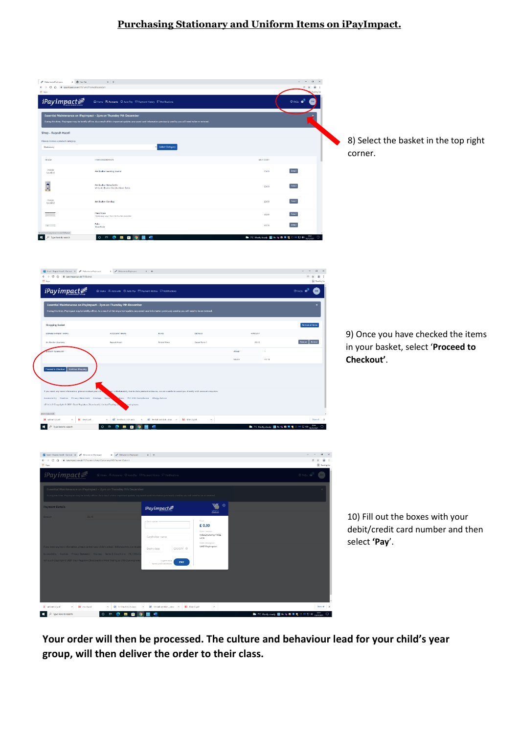# Purchasing Stationary and Uniform Items on iPayImpact.

8) Select the basket in the top right corner.

9) Once you have checked the items in your basket, select **'Proceed to Checkout'**.

10) Fill out the boxes with your debit/credit card number and then select **'Pay'**.

**Your order will then be processed. The culture and behaviour lead for your child's year group, will then deliver the order to their class.**